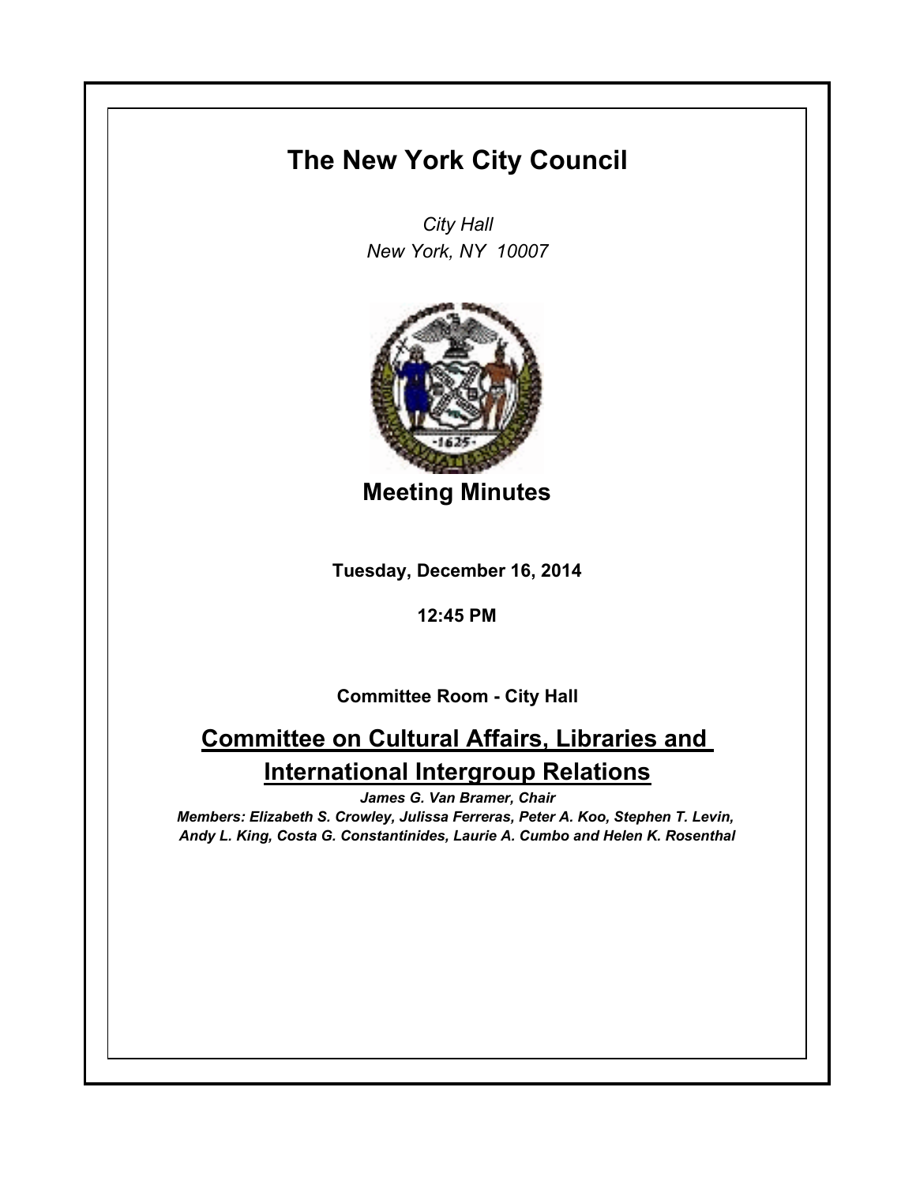# The New York City Council

*City Hall*
*New York, NY 10007*

## Meeting Minutes

**Tuesday, December 16, 2014**

**12:45 PM**

**Committee Room - City Hall**

## Committee on Cultural Affairs, Libraries and International Intergroup Relations

***James G. Van Bramer, Chair***

***Members: Elizabeth S. Crowley, Julissa Ferreras, Peter A. Koo, Stephen T. Levin, Andy L. King, Costa G. Constantinides, Laurie A. Cumbo and Helen K. Rosenthal***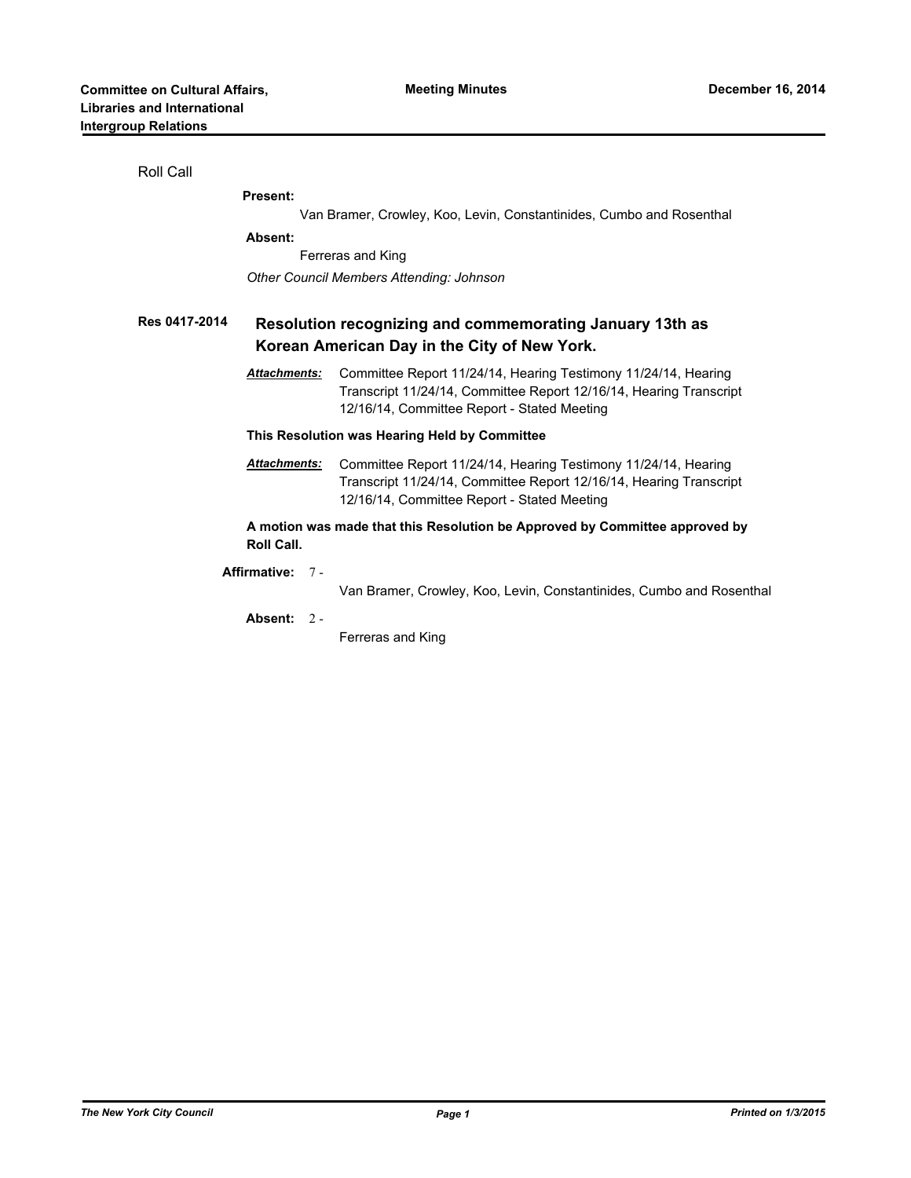Roll Call

**Present:**
Van Bramer, Crowley, Koo, Levin, Constantinides, Cumbo and Rosenthal

**Absent:**
Ferreras and King

*Other Council Members Attending: Johnson*

**Res 0417-2014** **Resolution recognizing and commemorating January 13th as Korean American Day in the City of New York.**

***Attachments:*** Committee Report 11/24/14, Hearing Testimony 11/24/14, Hearing Transcript 11/24/14, Committee Report 12/16/14, Hearing Transcript 12/16/14, Committee Report - Stated Meeting

**This Resolution was Hearing Held by Committee**

***Attachments:*** Committee Report 11/24/14, Hearing Testimony 11/24/14, Hearing Transcript 11/24/14, Committee Report 12/16/14, Hearing Transcript 12/16/14, Committee Report - Stated Meeting

**A motion was made that this Resolution be Approved by Committee approved by Roll Call.**

**Affirmative:** 7 -
Van Bramer, Crowley, Koo, Levin, Constantinides, Cumbo and Rosenthal

**Absent:** 2 -
Ferreras and King